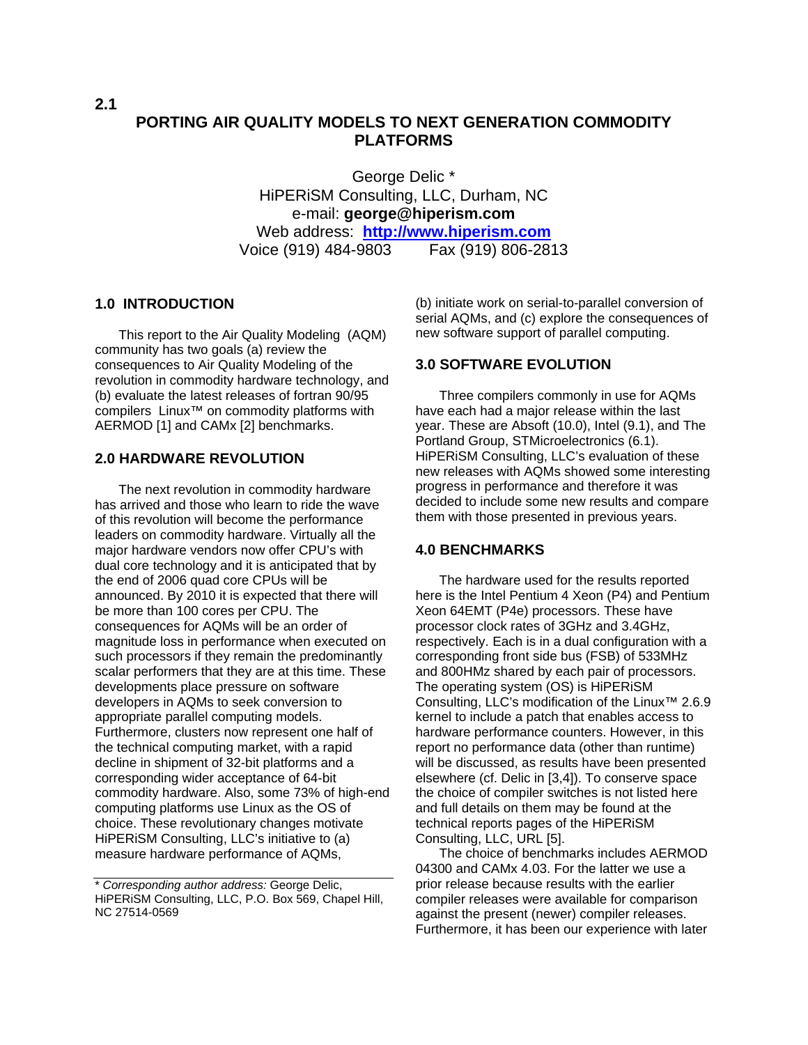**2.1**

# PORTING AIR QUALITY MODELS TO NEXT GENERATION COMMODITY PLATFORMS

George Delic *
HiPERiSM Consulting, LLC, Durham, NC
e-mail: **george@hiperism.com**
Web address: **http://www.hiperism.com**
Voice (919) 484-9803 Fax (919) 806-2813

## 1.0 INTRODUCTION

This report to the Air Quality Modeling (AQM) community has two goals (a) review the consequences to Air Quality Modeling of the revolution in commodity hardware technology, and (b) evaluate the latest releases of fortran 90/95 compilers Linux™ on commodity platforms with AERMOD [1] and CAMx [2] benchmarks.

## 2.0 HARDWARE REVOLUTION

The next revolution in commodity hardware has arrived and those who learn to ride the wave of this revolution will become the performance leaders on commodity hardware. Virtually all the major hardware vendors now offer CPU's with dual core technology and it is anticipated that by the end of 2006 quad core CPUs will be announced. By 2010 it is expected that there will be more than 100 cores per CPU. The consequences for AQMs will be an order of magnitude loss in performance when executed on such processors if they remain the predominantly scalar performers that they are at this time. These developments place pressure on software developers in AQMs to seek conversion to appropriate parallel computing models. Furthermore, clusters now represent one half of the technical computing market, with a rapid decline in shipment of 32-bit platforms and a corresponding wider acceptance of 64-bit commodity hardware. Also, some 73% of high-end computing platforms use Linux as the OS of choice. These revolutionary changes motivate HiPERiSM Consulting, LLC's initiative to (a) measure hardware performance of AQMs, (b) initiate work on serial-to-parallel conversion of serial AQMs, and (c) explore the consequences of new software support of parallel computing.

## 3.0 SOFTWARE EVOLUTION

Three compilers commonly in use for AQMs have each had a major release within the last year. These are Absoft (10.0), Intel (9.1), and The Portland Group, STMicroelectronics (6.1). HiPERiSM Consulting, LLC's evaluation of these new releases with AQMs showed some interesting progress in performance and therefore it was decided to include some new results and compare them with those presented in previous years.

## 4.0 BENCHMARKS

The hardware used for the results reported here is the Intel Pentium 4 Xeon (P4) and Pentium Xeon 64EMT (P4e) processors. These have processor clock rates of 3GHz and 3.4GHz, respectively. Each is in a dual configuration with a corresponding front side bus (FSB) of 533MHz and 800HMz shared by each pair of processors. The operating system (OS) is HiPERiSM Consulting, LLC's modification of the Linux™ 2.6.9 kernel to include a patch that enables access to hardware performance counters. However, in this report no performance data (other than runtime) will be discussed, as results have been presented elsewhere (cf. Delic in [3,4]). To conserve space the choice of compiler switches is not listed here and full details on them may be found at the technical reports pages of the HiPERiSM Consulting, LLC, URL [5].

The choice of benchmarks includes AERMOD 04300 and CAMx 4.03. For the latter we use a prior release because results with the earlier compiler releases were available for comparison against the present (newer) compiler releases. Furthermore, it has been our experience with later

\* *Corresponding author address:* George Delic, HiPERiSM Consulting, LLC, P.O. Box 569, Chapel Hill, NC 27514-0569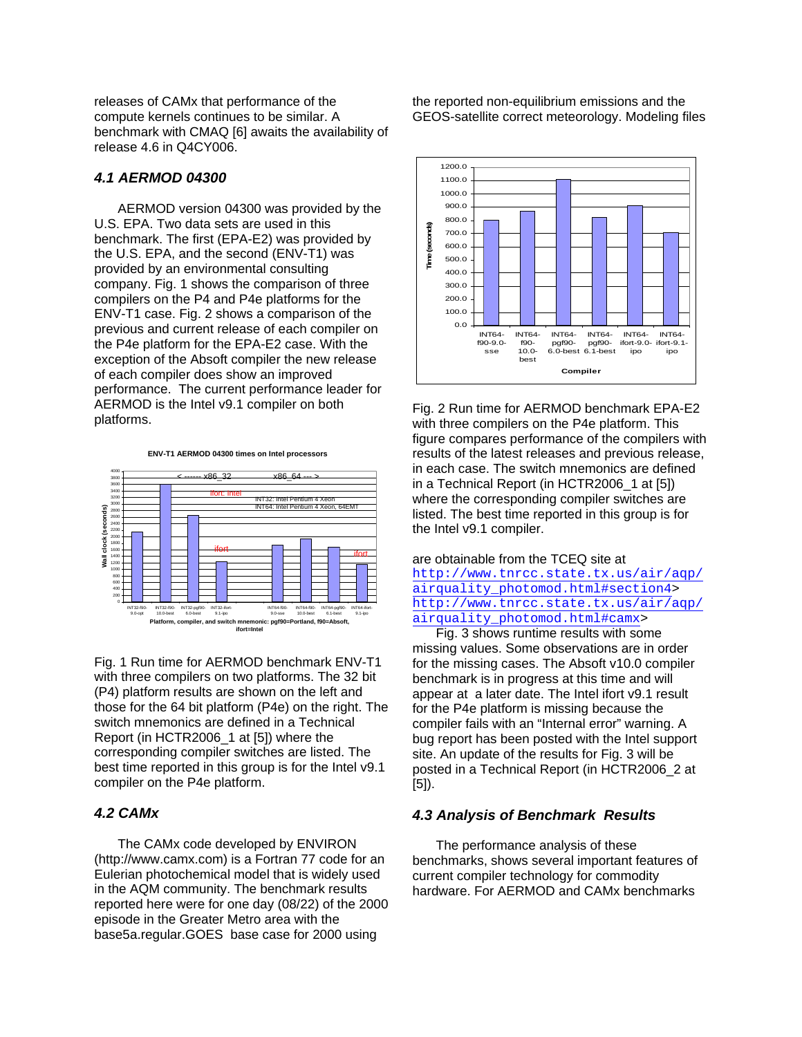releases of CAMx that performance of the compute kernels continues to be similar. A benchmark with CMAQ [6] awaits the availability of release 4.6 in Q4CY006.

### *4.1 AERMOD 04300*

AERMOD version 04300 was provided by the U.S. EPA. Two data sets are used in this benchmark. The first (EPA-E2) was provided by the U.S. EPA, and the second (ENV-T1) was provided by an environmental consulting company. Fig. 1 shows the comparison of three compilers on the P4 and P4e platforms for the ENV-T1 case. Fig. 2 shows a comparison of the previous and current release of each compiler on the P4e platform for the EPA-E2 case. With the exception of the Absoft compiler the new release of each compiler does show an improved performance. The current performance leader for AERMOD is the Intel v9.1 compiler on both platforms.

Fig. 1 Run time for AERMOD benchmark ENV-T1 with three compilers on two platforms. The 32 bit (P4) platform results are shown on the left and those for the 64 bit platform (P4e) on the right. The switch mnemonics are defined in a Technical Report (in HCTR2006_1 at [5]) where the corresponding compiler switches are listed. The best time reported in this group is for the Intel v9.1 compiler on the P4e platform.

### *4.2 CAMx*

The CAMx code developed by ENVIRON (http://www.camx.com) is a Fortran 77 code for an Eulerian photochemical model that is widely used in the AQM community. The benchmark results reported here were for one day (08/22) of the 2000 episode in the Greater Metro area with the base5a.regular.GOES base case for 2000 using the reported non-equilibrium emissions and the GEOS-satellite correct meteorology. Modeling files

Fig. 2 Run time for AERMOD benchmark EPA-E2 with three compilers on the P4e platform. This figure compares performance of the compilers with results of the latest releases and previous release, in each case. The switch mnemonics are defined in a Technical Report (in HCTR2006_1 at [5]) where the corresponding compiler switches are listed. The best time reported in this group is for the Intel v9.1 compiler.

are obtainable from the TCEQ site at http://www.tnrcc.state.tx.us/air/aqp/airquality_photomod.html#section4> http://www.tnrcc.state.tx.us/air/aqp/airquality_photomod.html#camx>

Fig. 3 shows runtime results with some missing values. Some observations are in order for the missing cases. The Absoft v10.0 compiler benchmark is in progress at this time and will appear at a later date. The Intel ifort v9.1 result for the P4e platform is missing because the compiler fails with an "Internal error" warning. A bug report has been posted with the Intel support site. An update of the results for Fig. 3 will be posted in a Technical Report (in HCTR2006_2 at [5]).

### *4.3 Analysis of Benchmark Results*

The performance analysis of these benchmarks, shows several important features of current compiler technology for commodity hardware. For AERMOD and CAMx benchmarks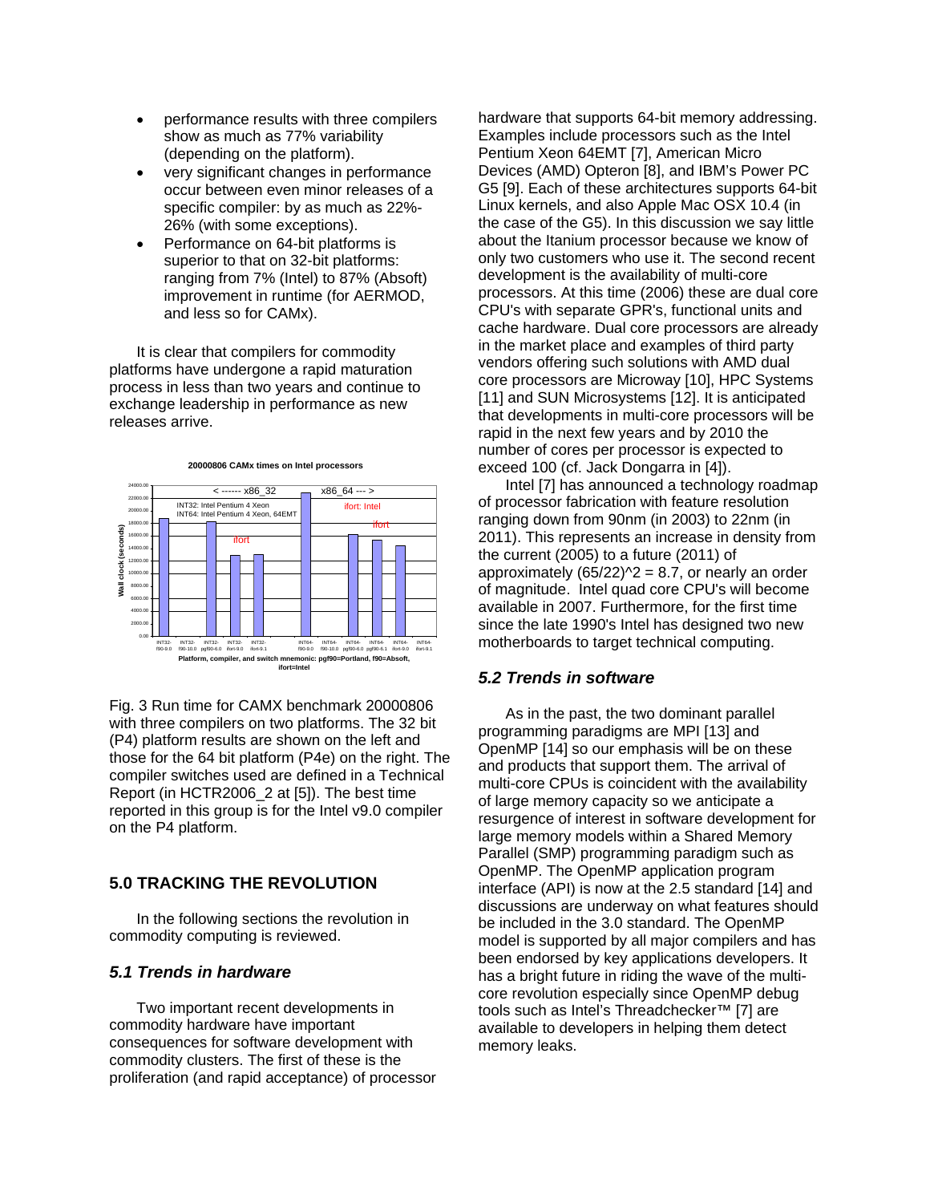- performance results with three compilers show as much as 77% variability (depending on the platform).
- very significant changes in performance occur between even minor releases of a specific compiler: by as much as 22%-26% (with some exceptions).
- Performance on 64-bit platforms is superior to that on 32-bit platforms: ranging from 7% (Intel) to 87% (Absoft) improvement in runtime (for AERMOD, and less so for CAMx).

It is clear that compilers for commodity platforms have undergone a rapid maturation process in less than two years and continue to exchange leadership in performance as new releases arrive.

Fig. 3 Run time for CAMX benchmark 20000806 with three compilers on two platforms. The 32 bit (P4) platform results are shown on the left and those for the 64 bit platform (P4e) on the right. The compiler switches used are defined in a Technical Report (in HCTR2006_2 at [5]). The best time reported in this group is for the Intel v9.0 compiler on the P4 platform.

## 5.0 TRACKING THE REVOLUTION

In the following sections the revolution in commodity computing is reviewed.

### *5.1 Trends in hardware*

Two important recent developments in commodity hardware have important consequences for software development with commodity clusters. The first of these is the proliferation (and rapid acceptance) of processor hardware that supports 64-bit memory addressing. Examples include processors such as the Intel Pentium Xeon 64EMT [7], American Micro Devices (AMD) Opteron [8], and IBM's Power PC G5 [9]. Each of these architectures supports 64-bit Linux kernels, and also Apple Mac OSX 10.4 (in the case of the G5). In this discussion we say little about the Itanium processor because we know of only two customers who use it. The second recent development is the availability of multi-core processors. At this time (2006) these are dual core CPU's with separate GPR's, functional units and cache hardware. Dual core processors are already in the market place and examples of third party vendors offering such solutions with AMD dual core processors are Microway [10], HPC Systems [11] and SUN Microsystems [12]. It is anticipated that developments in multi-core processors will be rapid in the next few years and by 2010 the number of cores per processor is expected to exceed 100 (cf. Jack Dongarra in [4]).

Intel [7] has announced a technology roadmap of processor fabrication with feature resolution ranging down from 90nm (in 2003) to 22nm (in 2011). This represents an increase in density from the current (2005) to a future (2011) of approximately $(65/22)^2 = 8.7$, or nearly an order of magnitude. Intel quad core CPU's will become available in 2007. Furthermore, for the first time since the late 1990's Intel has designed two new motherboards to target technical computing.

### *5.2 Trends in software*

As in the past, the two dominant parallel programming paradigms are MPI [13] and OpenMP [14] so our emphasis will be on these and products that support them. The arrival of multi-core CPUs is coincident with the availability of large memory capacity so we anticipate a resurgence of interest in software development for large memory models within a Shared Memory Parallel (SMP) programming paradigm such as OpenMP. The OpenMP application program interface (API) is now at the 2.5 standard [14] and discussions are underway on what features should be included in the 3.0 standard. The OpenMP model is supported by all major compilers and has been endorsed by key applications developers. It has a bright future in riding the wave of the multi-core revolution especially since OpenMP debug tools such as Intel's Threadchecker™ [7] are available to developers in helping them detect memory leaks.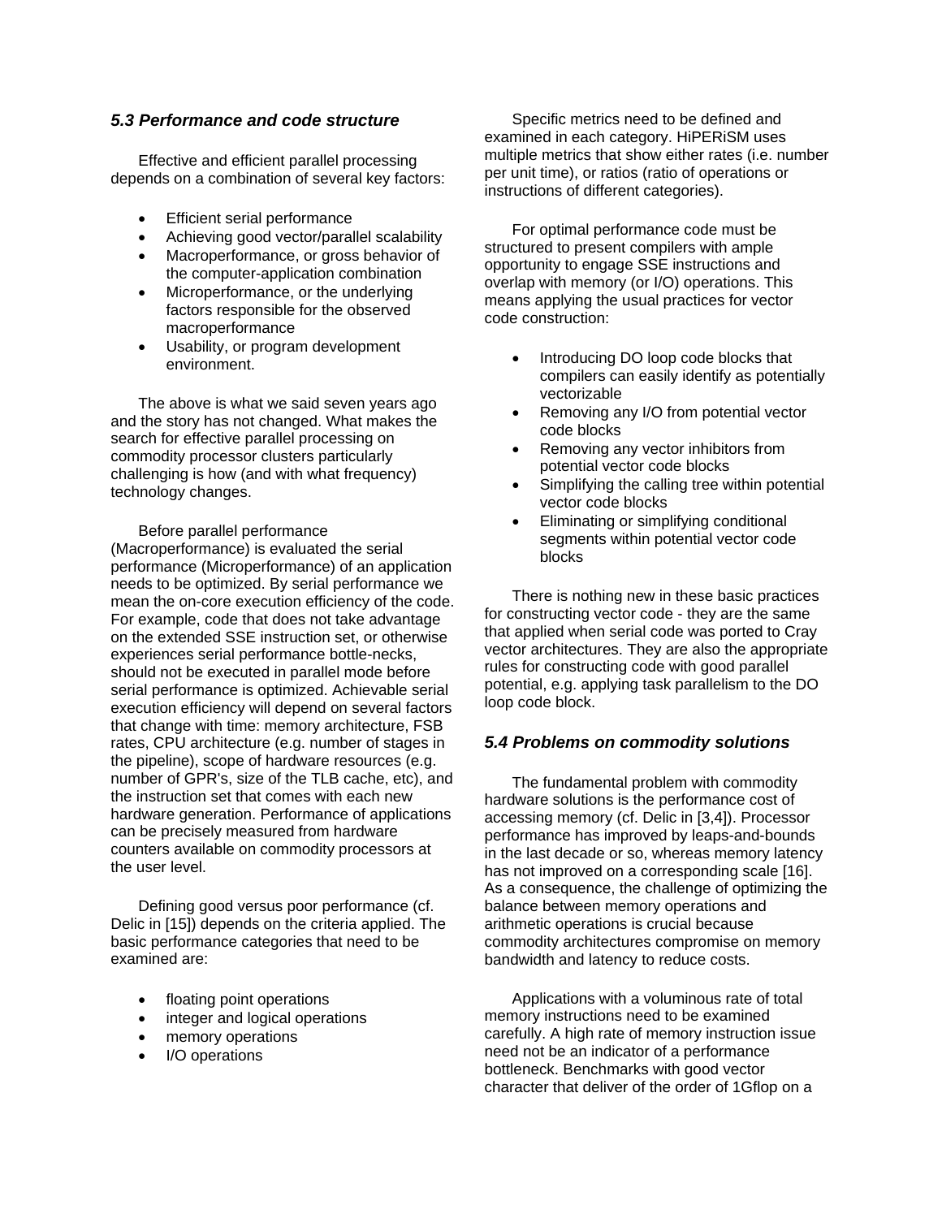### *5.3 Performance and code structure*

Effective and efficient parallel processing depends on a combination of several key factors:

- Efficient serial performance
- Achieving good vector/parallel scalability
- Macroperformance, or gross behavior of the computer-application combination
- Microperformance, or the underlying factors responsible for the observed macroperformance
- Usability, or program development environment.

The above is what we said seven years ago and the story has not changed. What makes the search for effective parallel processing on commodity processor clusters particularly challenging is how (and with what frequency) technology changes.

Before parallel performance (Macroperformance) is evaluated the serial performance (Microperformance) of an application needs to be optimized. By serial performance we mean the on-core execution efficiency of the code. For example, code that does not take advantage on the extended SSE instruction set, or otherwise experiences serial performance bottle-necks, should not be executed in parallel mode before serial performance is optimized. Achievable serial execution efficiency will depend on several factors that change with time: memory architecture, FSB rates, CPU architecture (e.g. number of stages in the pipeline), scope of hardware resources (e.g. number of GPR's, size of the TLB cache, etc), and the instruction set that comes with each new hardware generation. Performance of applications can be precisely measured from hardware counters available on commodity processors at the user level.

Defining good versus poor performance (cf. Delic in [15]) depends on the criteria applied. The basic performance categories that need to be examined are:

- floating point operations
- integer and logical operations
- memory operations
- I/O operations

Specific metrics need to be defined and examined in each category. HiPERiSM uses multiple metrics that show either rates (i.e. number per unit time), or ratios (ratio of operations or instructions of different categories).

For optimal performance code must be structured to present compilers with ample opportunity to engage SSE instructions and overlap with memory (or I/O) operations. This means applying the usual practices for vector code construction:

- Introducing DO loop code blocks that compilers can easily identify as potentially vectorizable
- Removing any I/O from potential vector code blocks
- Removing any vector inhibitors from potential vector code blocks
- Simplifying the calling tree within potential vector code blocks
- Eliminating or simplifying conditional segments within potential vector code blocks

There is nothing new in these basic practices for constructing vector code - they are the same that applied when serial code was ported to Cray vector architectures. They are also the appropriate rules for constructing code with good parallel potential, e.g. applying task parallelism to the DO loop code block.

### *5.4 Problems on commodity solutions*

The fundamental problem with commodity hardware solutions is the performance cost of accessing memory (cf. Delic in [3,4]). Processor performance has improved by leaps-and-bounds in the last decade or so, whereas memory latency has not improved on a corresponding scale [16]. As a consequence, the challenge of optimizing the balance between memory operations and arithmetic operations is crucial because commodity architectures compromise on memory bandwidth and latency to reduce costs.

Applications with a voluminous rate of total memory instructions need to be examined carefully. A high rate of memory instruction issue need not be an indicator of a performance bottleneck. Benchmarks with good vector character that deliver of the order of 1Gflop on a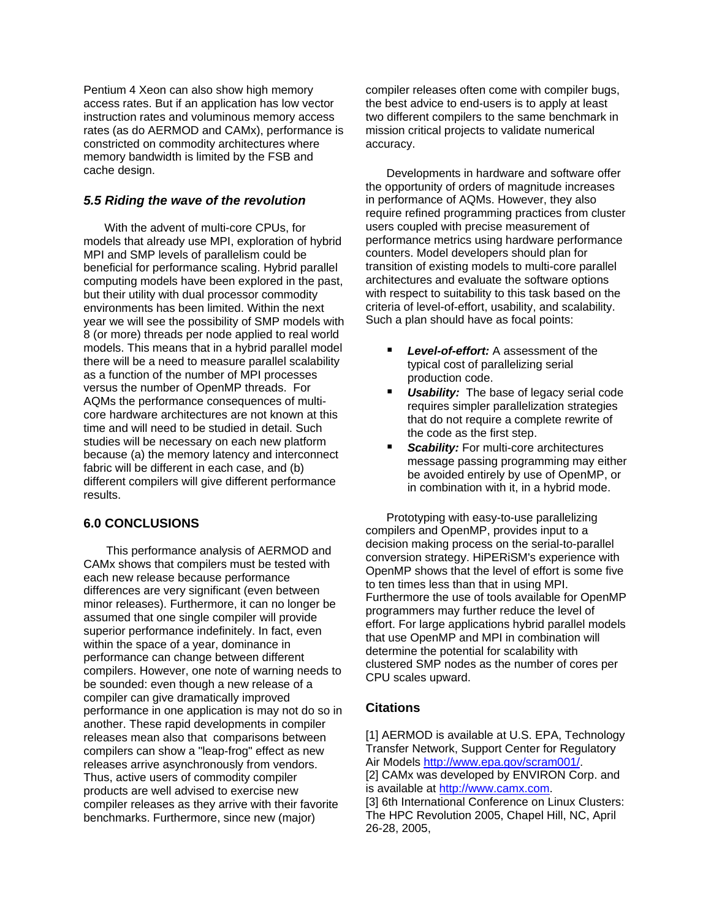Pentium 4 Xeon can also show high memory access rates. But if an application has low vector instruction rates and voluminous memory access rates (as do AERMOD and CAMx), performance is constricted on commodity architectures where memory bandwidth is limited by the FSB and cache design.

### *5.5 Riding the wave of the revolution*

With the advent of multi-core CPUs, for models that already use MPI, exploration of hybrid MPI and SMP levels of parallelism could be beneficial for performance scaling. Hybrid parallel computing models have been explored in the past, but their utility with dual processor commodity environments has been limited. Within the next year we will see the possibility of SMP models with 8 (or more) threads per node applied to real world models. This means that in a hybrid parallel model there will be a need to measure parallel scalability as a function of the number of MPI processes versus the number of OpenMP threads. For AQMs the performance consequences of multi-core hardware architectures are not known at this time and will need to be studied in detail. Such studies will be necessary on each new platform because (a) the memory latency and interconnect fabric will be different in each case, and (b) different compilers will give different performance results.

## 6.0 CONCLUSIONS

This performance analysis of AERMOD and CAMx shows that compilers must be tested with each new release because performance differences are very significant (even between minor releases). Furthermore, it can no longer be assumed that one single compiler will provide superior performance indefinitely. In fact, even within the space of a year, dominance in performance can change between different compilers. However, one note of warning needs to be sounded: even though a new release of a compiler can give dramatically improved performance in one application is may not do so in another. These rapid developments in compiler releases mean also that comparisons between compilers can show a "leap-frog" effect as new releases arrive asynchronously from vendors. Thus, active users of commodity compiler products are well advised to exercise new compiler releases as they arrive with their favorite benchmarks. Furthermore, since new (major) compiler releases often come with compiler bugs, the best advice to end-users is to apply at least two different compilers to the same benchmark in mission critical projects to validate numerical accuracy.

Developments in hardware and software offer the opportunity of orders of magnitude increases in performance of AQMs. However, they also require refined programming practices from cluster users coupled with precise measurement of performance metrics using hardware performance counters. Model developers should plan for transition of existing models to multi-core parallel architectures and evaluate the software options with respect to suitability to this task based on the criteria of level-of-effort, usability, and scalability. Such a plan should have as focal points:

- ***Level-of-effort:*** A assessment of the typical cost of parallelizing serial production code.
- ***Usability:*** The base of legacy serial code requires simpler parallelization strategies that do not require a complete rewrite of the code as the first step.
- ***Scability:*** For multi-core architectures message passing programming may either be avoided entirely by use of OpenMP, or in combination with it, in a hybrid mode.

Prototyping with easy-to-use parallelizing compilers and OpenMP, provides input to a decision making process on the serial-to-parallel conversion strategy. HiPERiSM's experience with OpenMP shows that the level of effort is some five to ten times less than that in using MPI. Furthermore the use of tools available for OpenMP programmers may further reduce the level of effort. For large applications hybrid parallel models that use OpenMP and MPI in combination will determine the potential for scalability with clustered SMP nodes as the number of cores per CPU scales upward.

### Citations

[1] AERMOD is available at U.S. EPA, Technology Transfer Network, Support Center for Regulatory Air Models http://www.epa.gov/scram001/.
[2] CAMx was developed by ENVIRON Corp. and is available at http://www.camx.com.
[3] 6th International Conference on Linux Clusters: The HPC Revolution 2005, Chapel Hill, NC, April 26-28, 2005,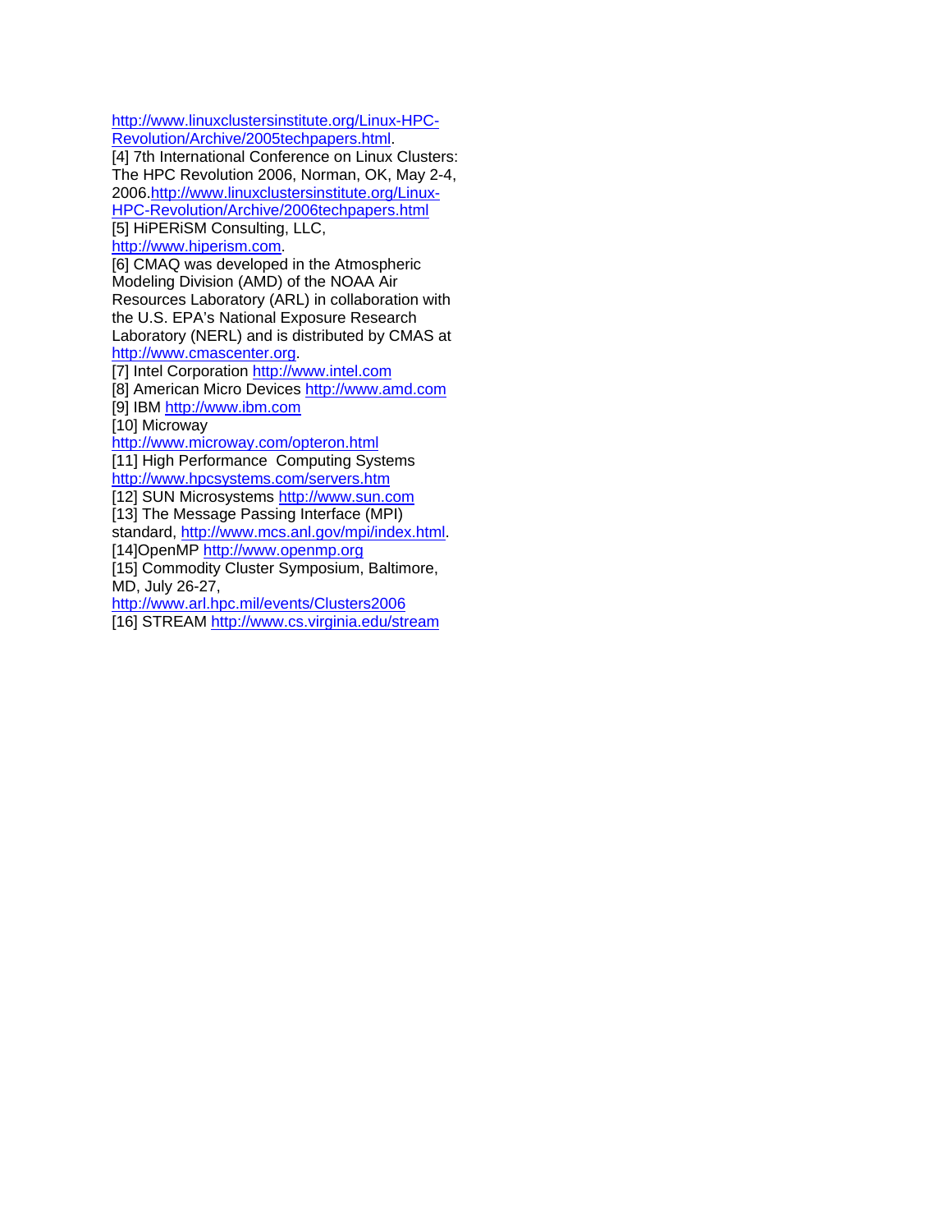http://www.linuxclustersinstitute.org/Linux-HPC-Revolution/Archive/2005techpapers.html.

[4] 7th International Conference on Linux Clusters: The HPC Revolution 2006, Norman, OK, May 2-4, 2006.http://www.linuxclustersinstitute.org/Linux-HPC-Revolution/Archive/2006techpapers.html

[5] HiPERiSM Consulting, LLC, http://www.hiperism.com.

[6] CMAQ was developed in the Atmospheric Modeling Division (AMD) of the NOAA Air Resources Laboratory (ARL) in collaboration with the U.S. EPA's National Exposure Research Laboratory (NERL) and is distributed by CMAS at http://www.cmascenter.org.

[7] Intel Corporation http://www.intel.com

[8] American Micro Devices http://www.amd.com

[9] IBM http://www.ibm.com

[10] Microway http://www.microway.com/opteron.html

[11] High Performance Computing Systems http://www.hpcsystems.com/servers.htm

[12] SUN Microsystems http://www.sun.com

[13] The Message Passing Interface (MPI) standard, http://www.mcs.anl.gov/mpi/index.html.

[14]OpenMP http://www.openmp.org

[15] Commodity Cluster Symposium, Baltimore, MD, July 26-27, http://www.arl.hpc.mil/events/Clusters2006

[16] STREAM http://www.cs.virginia.edu/stream